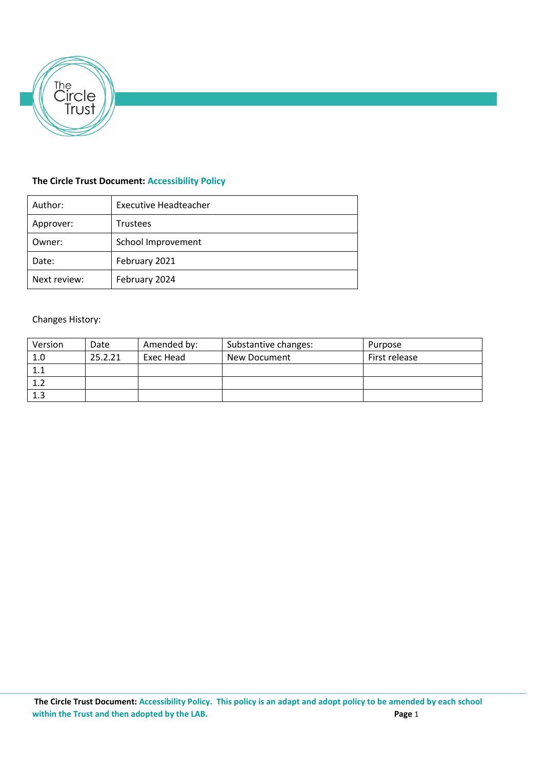**The Circle Trust Document: Accessibility Policy**

| Author: | Executive Headteacher |
|---|---|
| Approver: | Trustees |
| Owner: | School Improvement |
| Date: | February 2021 |
| Next review: | February 2024 |

Changes History:

| Version | Date | Amended by: | Substantive changes: | Purpose |
|---|---|---|---|---|
| 1.0 | 25.2.21 | Exec Head | New Document | First release |
| 1.1 | | | | |
| 1.2 | | | | |
| 1.3 | | | | |

**The Circle Trust Document: Accessibility Policy. This policy is an adapt and adopt policy to be amended by each school within the Trust and then adopted by the LAB.**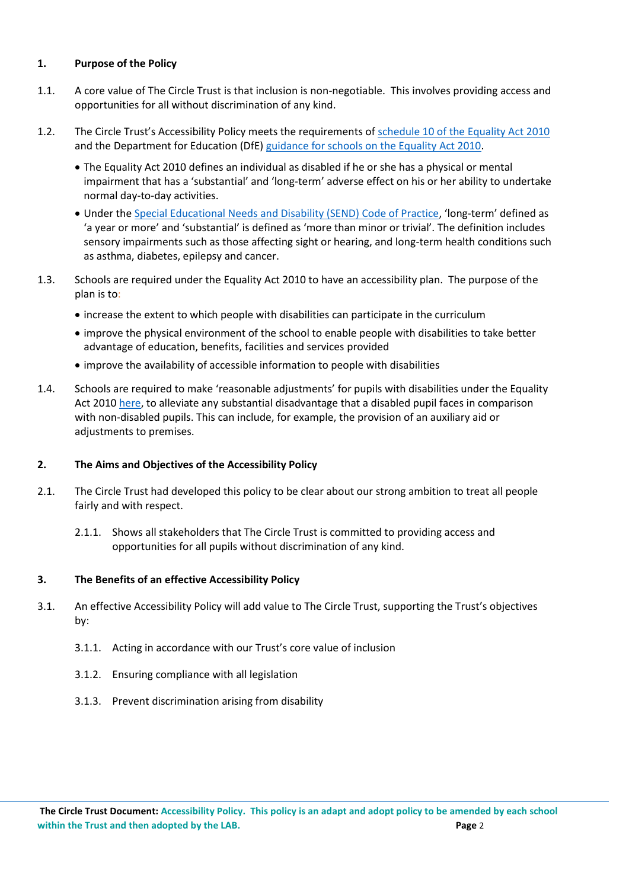## 1. Purpose of the Policy

1.1. A core value of The Circle Trust is that inclusion is non-negotiable. This involves providing access and opportunities for all without discrimination of any kind.

1.2. The Circle Trust's Accessibility Policy meets the requirements of [schedule 10 of the Equality Act 2010]() and the Department for Education (DfE) [guidance for schools on the Equality Act 2010]().

- The Equality Act 2010 defines an individual as disabled if he or she has a physical or mental impairment that has a 'substantial' and 'long-term' adverse effect on his or her ability to undertake normal day-to-day activities.
- Under the [Special Educational Needs and Disability (SEND) Code of Practice](), 'long-term' defined as 'a year or more' and 'substantial' is defined as 'more than minor or trivial'. The definition includes sensory impairments such as those affecting sight or hearing, and long-term health conditions such as asthma, diabetes, epilepsy and cancer.

1.3. Schools are required under the Equality Act 2010 to have an accessibility plan. The purpose of the plan is to:

- increase the extent to which people with disabilities can participate in the curriculum
- improve the physical environment of the school to enable people with disabilities to take better advantage of education, benefits, facilities and services provided
- improve the availability of accessible information to people with disabilities

1.4. Schools are required to make 'reasonable adjustments' for pupils with disabilities under the Equality Act 2010 [here](), to alleviate any substantial disadvantage that a disabled pupil faces in comparison with non-disabled pupils. This can include, for example, the provision of an auxiliary aid or adjustments to premises.

## 2. The Aims and Objectives of the Accessibility Policy

2.1. The Circle Trust had developed this policy to be clear about our strong ambition to treat all people fairly and with respect.

2.1.1. Shows all stakeholders that The Circle Trust is committed to providing access and opportunities for all pupils without discrimination of any kind.

## 3. The Benefits of an effective Accessibility Policy

3.1. An effective Accessibility Policy will add value to The Circle Trust, supporting the Trust's objectives by:

3.1.1. Acting in accordance with our Trust's core value of inclusion

3.1.2. Ensuring compliance with all legislation

3.1.3. Prevent discrimination arising from disability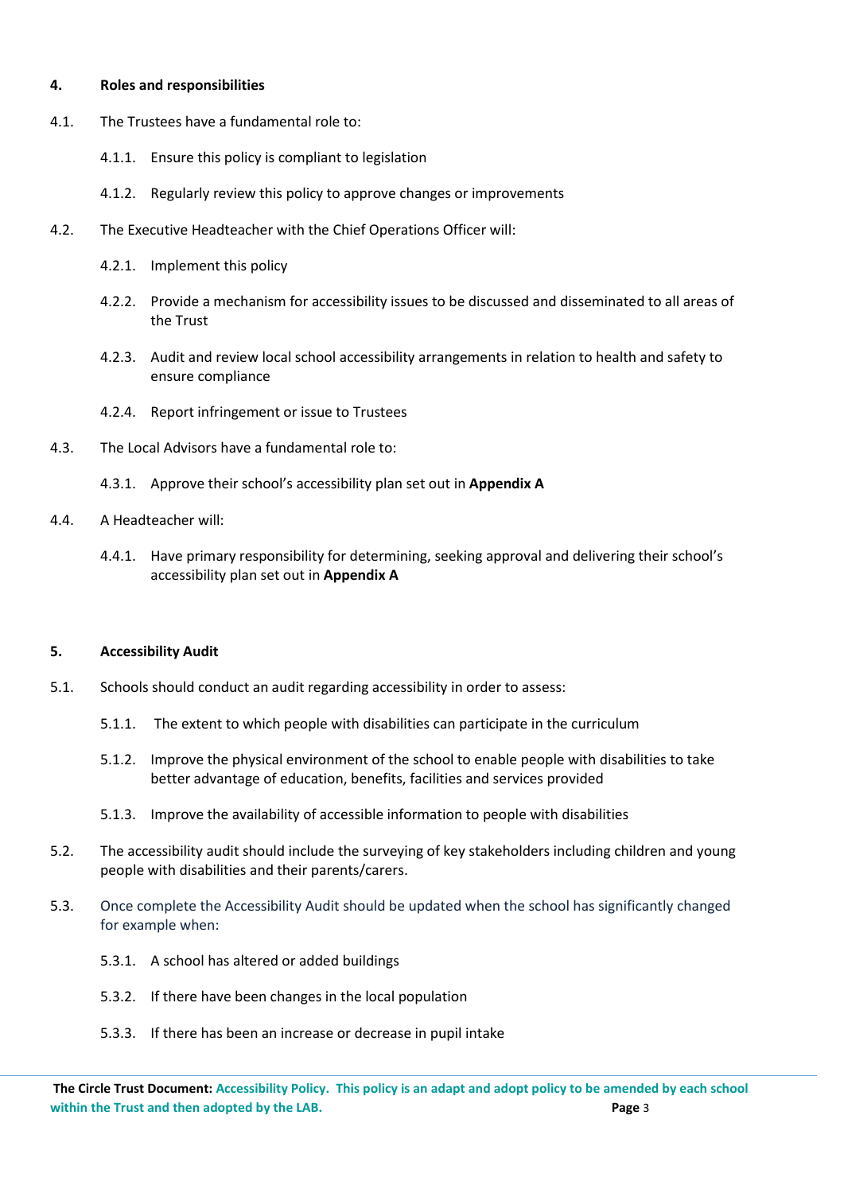## 4. Roles and responsibilities

4.1. The Trustees have a fundamental role to:

- 4.1.1. Ensure this policy is compliant to legislation
- 4.1.2. Regularly review this policy to approve changes or improvements

4.2. The Executive Headteacher with the Chief Operations Officer will:

- 4.2.1. Implement this policy
- 4.2.2. Provide a mechanism for accessibility issues to be discussed and disseminated to all areas of the Trust
- 4.2.3. Audit and review local school accessibility arrangements in relation to health and safety to ensure compliance
- 4.2.4. Report infringement or issue to Trustees

4.3. The Local Advisors have a fundamental role to:

- 4.3.1. Approve their school's accessibility plan set out in **Appendix A**

4.4. A Headteacher will:

- 4.4.1. Have primary responsibility for determining, seeking approval and delivering their school's accessibility plan set out in **Appendix A**

## 5. Accessibility Audit

5.1. Schools should conduct an audit regarding accessibility in order to assess:

- 5.1.1. The extent to which people with disabilities can participate in the curriculum
- 5.1.2. Improve the physical environment of the school to enable people with disabilities to take better advantage of education, benefits, facilities and services provided
- 5.1.3. Improve the availability of accessible information to people with disabilities

5.2. The accessibility audit should include the surveying of key stakeholders including children and young people with disabilities and their parents/carers.

5.3. Once complete the Accessibility Audit should be updated when the school has significantly changed for example when:

- 5.3.1. A school has altered or added buildings
- 5.3.2. If there have been changes in the local population
- 5.3.3. If there has been an increase or decrease in pupil intake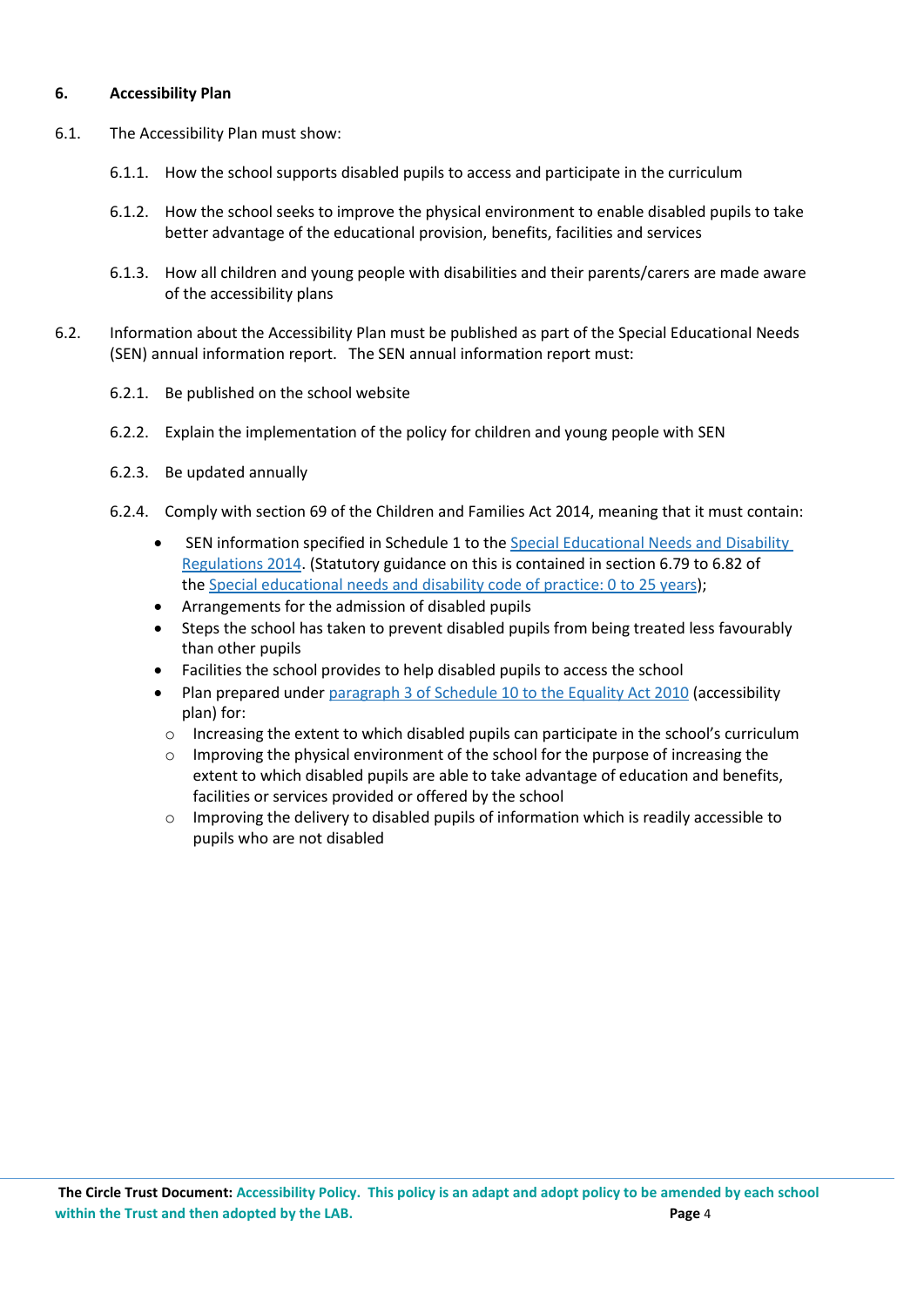## 6. Accessibility Plan

6.1. The Accessibility Plan must show:

6.1.1. How the school supports disabled pupils to access and participate in the curriculum

6.1.2. How the school seeks to improve the physical environment to enable disabled pupils to take better advantage of the educational provision, benefits, facilities and services

6.1.3. How all children and young people with disabilities and their parents/carers are made aware of the accessibility plans

6.2. Information about the Accessibility Plan must be published as part of the Special Educational Needs (SEN) annual information report. The SEN annual information report must:

6.2.1. Be published on the school website

6.2.2. Explain the implementation of the policy for children and young people with SEN

6.2.3. Be updated annually

6.2.4. Comply with section 69 of the Children and Families Act 2014, meaning that it must contain:

- SEN information specified in Schedule 1 to the Special Educational Needs and Disability Regulations 2014. (Statutory guidance on this is contained in section 6.79 to 6.82 of the Special educational needs and disability code of practice: 0 to 25 years);
- Arrangements for the admission of disabled pupils
- Steps the school has taken to prevent disabled pupils from being treated less favourably than other pupils
- Facilities the school provides to help disabled pupils to access the school
- Plan prepared under paragraph 3 of Schedule 10 to the Equality Act 2010 (accessibility plan) for:
  - Increasing the extent to which disabled pupils can participate in the school's curriculum
  - Improving the physical environment of the school for the purpose of increasing the extent to which disabled pupils are able to take advantage of education and benefits, facilities or services provided or offered by the school
  - Improving the delivery to disabled pupils of information which is readily accessible to pupils who are not disabled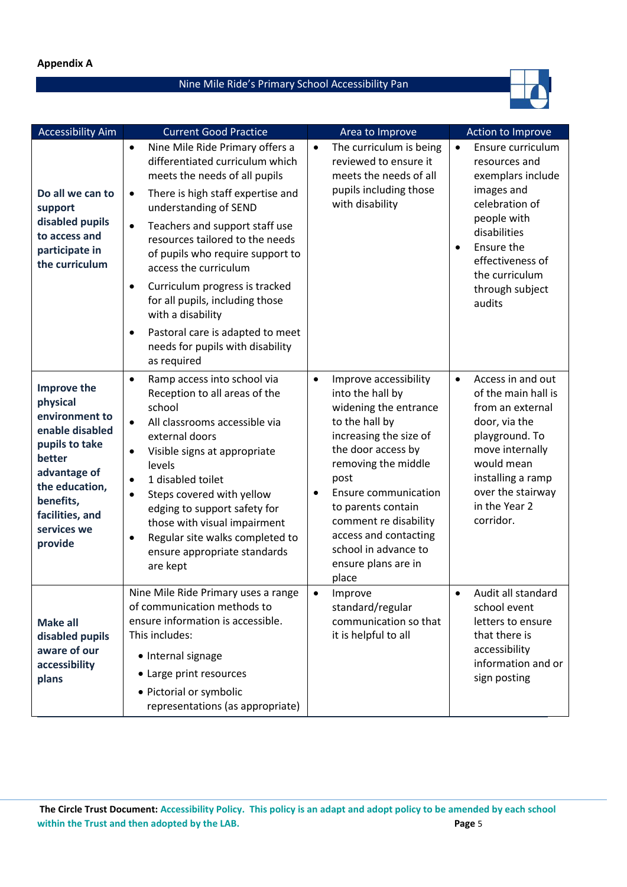**Appendix A**

## Nine Mile Ride's Primary School Accessibility Pan

| Accessibility Aim | Current Good Practice | Area to Improve | Action to Improve |
|---|---|---|---|
| **Do all we can to support disabled pupils to access and participate in the curriculum** | • Nine Mile Ride Primary offers a differentiated curriculum which meets the needs of all pupils<br>• There is high staff expertise and understanding of SEND<br>• Teachers and support staff use resources tailored to the needs of pupils who require support to access the curriculum<br>• Curriculum progress is tracked for all pupils, including those with a disability<br>• Pastoral care is adapted to meet needs for pupils with disability as required | • The curriculum is being reviewed to ensure it meets the needs of all pupils including those with disability | • Ensure curriculum resources and exemplars include images and celebration of people with disabilities<br>• Ensure the effectiveness of the curriculum through subject audits |
| **Improve the physical environment to enable disabled pupils to take better advantage of the education, benefits, facilities, and services we provide** | • Ramp access into school via Reception to all areas of the school<br>• All classrooms accessible via external doors<br>• Visible signs at appropriate levels<br>• 1 disabled toilet<br>• Steps covered with yellow edging to support safety for those with visual impairment<br>• Regular site walks completed to ensure appropriate standards are kept | • Improve accessibility into the hall by widening the entrance to the hall by increasing the size of the door access by removing the middle post<br>• Ensure communication to parents contain comment re disability access and contacting school in advance to ensure plans are in place | • Access in and out of the main hall is from an external door, via the playground. To move internally would mean installing a ramp over the stairway in the Year 2 corridor. |
| **Make all disabled pupils aware of our accessibility plans** | Nine Mile Ride Primary uses a range of communication methods to ensure information is accessible. This includes:<br>• Internal signage<br>• Large print resources<br>• Pictorial or symbolic representations (as appropriate) | • Improve standard/regular communication so that it is helpful to all | • Audit all standard school event letters to ensure that there is accessibility information and or sign posting |

**The Circle Trust Document:** Accessibility Policy. This policy is an adapt and adopt policy to be amended by each school within the Trust and then adopted by the LAB.